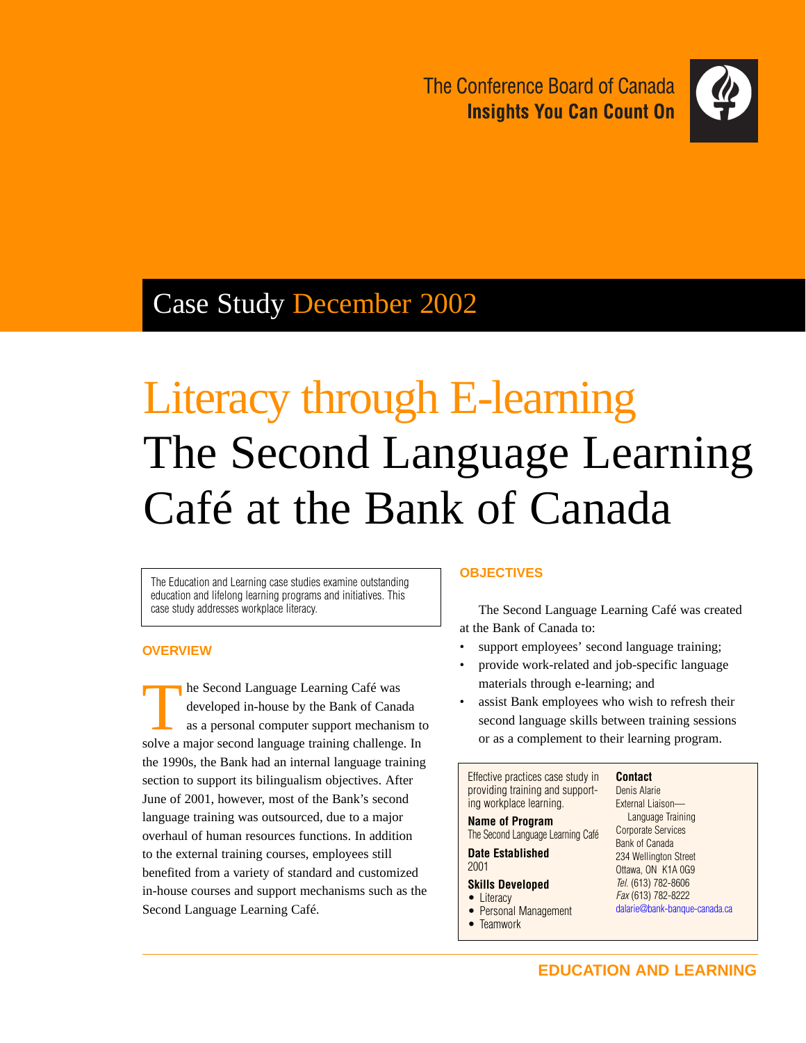The Conference Board of Canada
**Insights You Can Count On**

Case Study December 2002

# Literacy through E-learning
# The Second Language Learning Café at the Bank of Canada

The Education and Learning case studies examine outstanding education and lifelong learning programs and initiatives. This case study addresses workplace literacy.

## OVERVIEW

The Second Language Learning Café was developed in-house by the Bank of Canada as a personal computer support mechanism to solve a major second language training challenge. In the 1990s, the Bank had an internal language training section to support its bilingualism objectives. After June of 2001, however, most of the Bank's second language training was outsourced, due to a major overhaul of human resources functions. In addition to the external training courses, employees still benefited from a variety of standard and customized in-house courses and support mechanisms such as the Second Language Learning Café.

## OBJECTIVES

The Second Language Learning Café was created at the Bank of Canada to:

- support employees' second language training;
- provide work-related and job-specific language materials through e-learning; and
- assist Bank employees who wish to refresh their second language skills between training sessions or as a complement to their learning program.

Effective practices case study in providing training and supporting workplace learning.

**Name of Program**
The Second Language Learning Café

**Date Established**
2001

**Skills Developed**
- Literacy
- Personal Management
- Teamwork

**Contact**
Denis Alarie
External Liaison—Language Training
Corporate Services
Bank of Canada
234 Wellington Street
Ottawa, ON K1A 0G9
*Tel.* (613) 782-8606
*Fax* (613) 782-8222
dalarie@bank-banque-canada.ca

EDUCATION AND LEARNING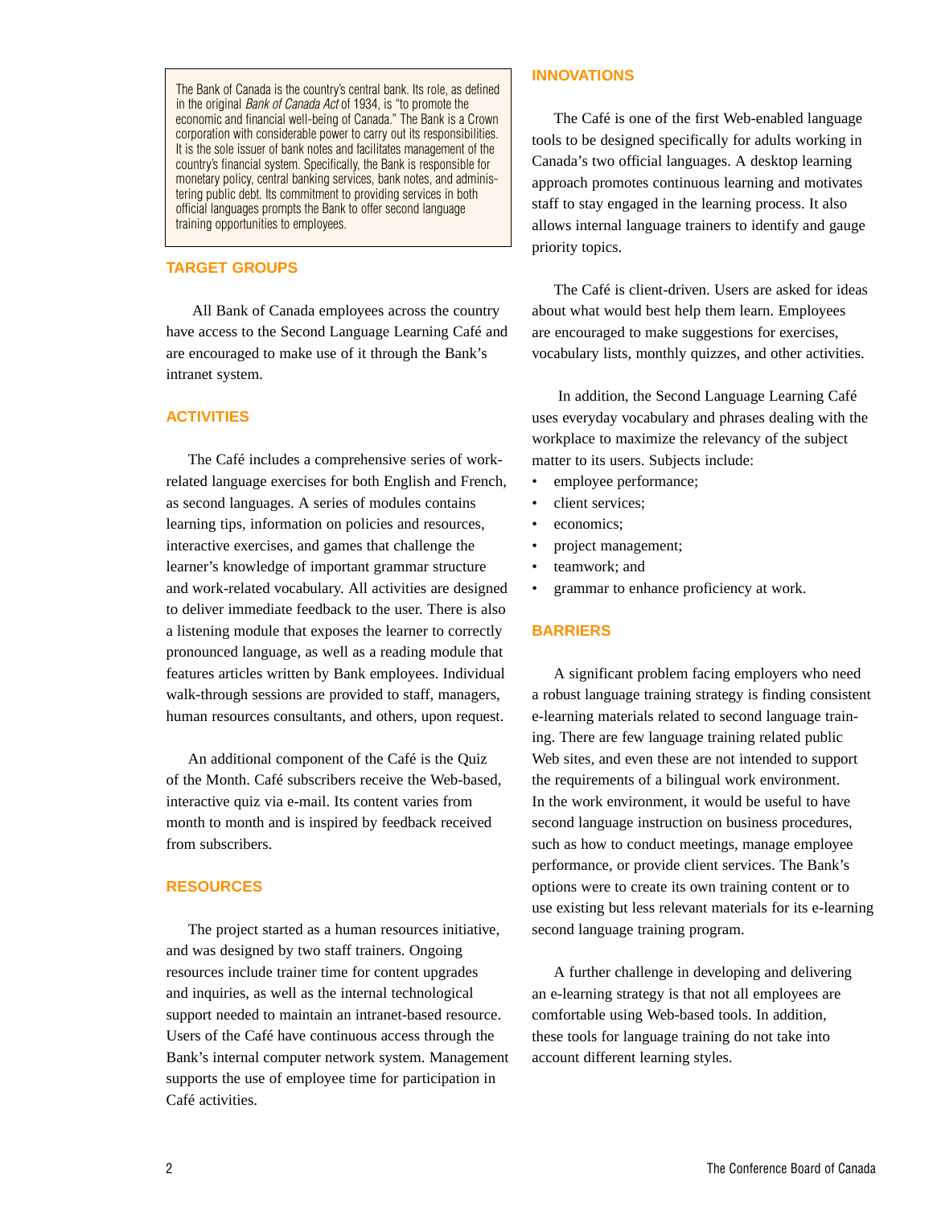The Bank of Canada is the country's central bank. Its role, as defined in the original *Bank of Canada Act* of 1934, is "to promote the economic and financial well-being of Canada." The Bank is a Crown corporation with considerable power to carry out its responsibilities. It is the sole issuer of bank notes and facilitates management of the country's financial system. Specifically, the Bank is responsible for monetary policy, central banking services, bank notes, and administering public debt. Its commitment to providing services in both official languages prompts the Bank to offer second language training opportunities to employees.

## TARGET GROUPS

All Bank of Canada employees across the country have access to the Second Language Learning Café and are encouraged to make use of it through the Bank's intranet system.

## ACTIVITIES

The Café includes a comprehensive series of work-related language exercises for both English and French, as second languages. A series of modules contains learning tips, information on policies and resources, interactive exercises, and games that challenge the learner's knowledge of important grammar structure and work-related vocabulary. All activities are designed to deliver immediate feedback to the user. There is also a listening module that exposes the learner to correctly pronounced language, as well as a reading module that features articles written by Bank employees. Individual walk-through sessions are provided to staff, managers, human resources consultants, and others, upon request.

An additional component of the Café is the Quiz of the Month. Café subscribers receive the Web-based, interactive quiz via e-mail. Its content varies from month to month and is inspired by feedback received from subscribers.

## RESOURCES

The project started as a human resources initiative, and was designed by two staff trainers. Ongoing resources include trainer time for content upgrades and inquiries, as well as the internal technological support needed to maintain an intranet-based resource. Users of the Café have continuous access through the Bank's internal computer network system. Management supports the use of employee time for participation in Café activities.

## INNOVATIONS

The Café is one of the first Web-enabled language tools to be designed specifically for adults working in Canada's two official languages. A desktop learning approach promotes continuous learning and motivates staff to stay engaged in the learning process. It also allows internal language trainers to identify and gauge priority topics.

The Café is client-driven. Users are asked for ideas about what would best help them learn. Employees are encouraged to make suggestions for exercises, vocabulary lists, monthly quizzes, and other activities.

In addition, the Second Language Learning Café uses everyday vocabulary and phrases dealing with the workplace to maximize the relevancy of the subject matter to its users. Subjects include:

- employee performance;
- client services;
- economics;
- project management;
- teamwork; and
- grammar to enhance proficiency at work.

## BARRIERS

A significant problem facing employers who need a robust language training strategy is finding consistent e-learning materials related to second language training. There are few language training related public Web sites, and even these are not intended to support the requirements of a bilingual work environment. In the work environment, it would be useful to have second language instruction on business procedures, such as how to conduct meetings, manage employee performance, or provide client services. The Bank's options were to create its own training content or to use existing but less relevant materials for its e-learning second language training program.

A further challenge in developing and delivering an e-learning strategy is that not all employees are comfortable using Web-based tools. In addition, these tools for language training do not take into account different learning styles.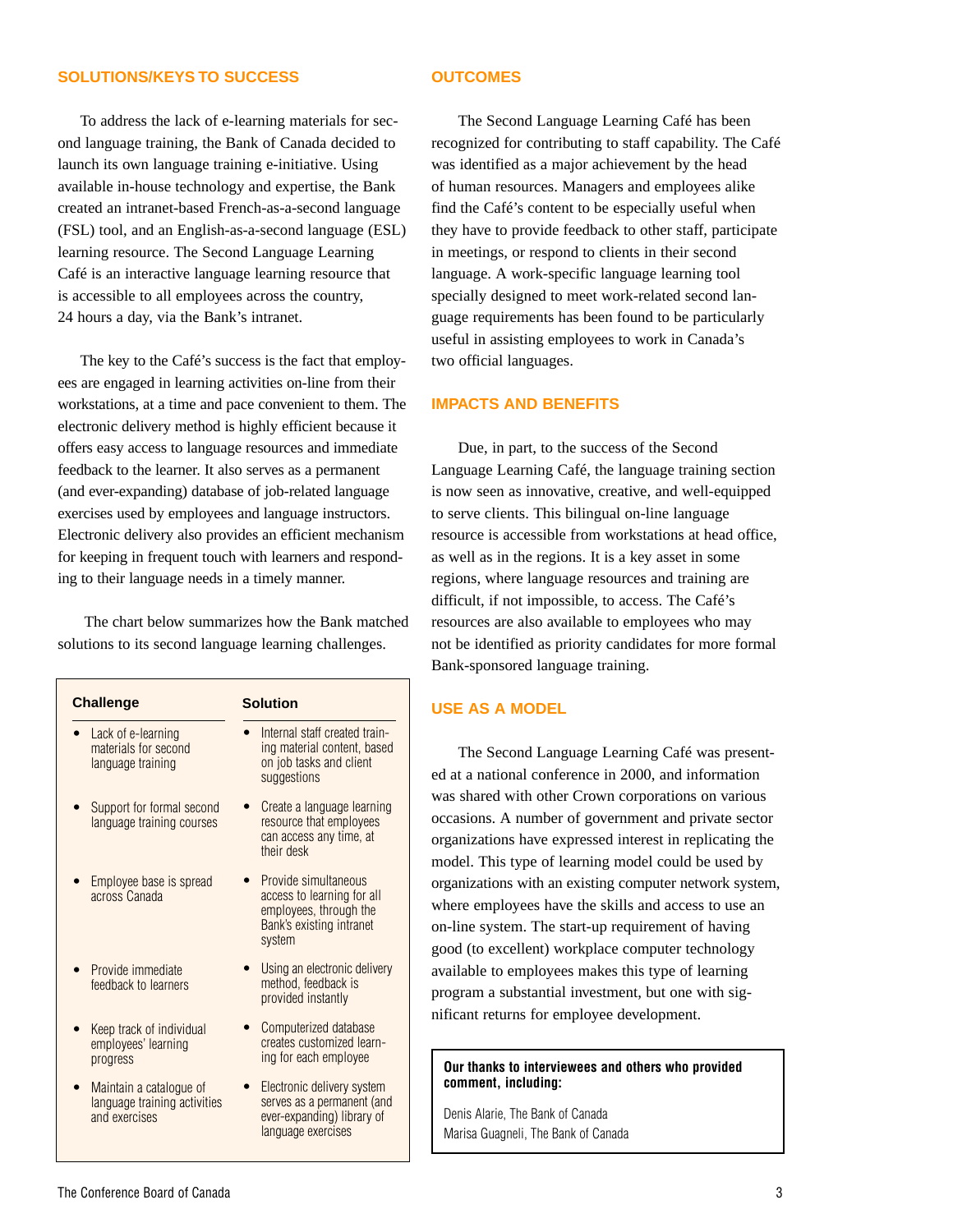## SOLUTIONS/KEYS TO SUCCESS

To address the lack of e-learning materials for second language training, the Bank of Canada decided to launch its own language training e-initiative. Using available in-house technology and expertise, the Bank created an intranet-based French-as-a-second language (FSL) tool, and an English-as-a-second language (ESL) learning resource. The Second Language Learning Café is an interactive language learning resource that is accessible to all employees across the country, 24 hours a day, via the Bank's intranet.

The key to the Café's success is the fact that employees are engaged in learning activities on-line from their workstations, at a time and pace convenient to them. The electronic delivery method is highly efficient because it offers easy access to language resources and immediate feedback to the learner. It also serves as a permanent (and ever-expanding) database of job-related language exercises used by employees and language instructors. Electronic delivery also provides an efficient mechanism for keeping in frequent touch with learners and responding to their language needs in a timely manner.

The chart below summarizes how the Bank matched solutions to its second language learning challenges.

| Challenge | Solution |
|---|---|
| Lack of e-learning materials for second language training | Internal staff created training material content, based on job tasks and client suggestions |
| Support for formal second language training courses | Create a language learning resource that employees can access any time, at their desk |
| Employee base is spread across Canada | Provide simultaneous access to learning for all employees, through the Bank's existing intranet system |
| Provide immediate feedback to learners | Using an electronic delivery method, feedback is provided instantly |
| Keep track of individual employees' learning progress | Computerized database creates customized learning for each employee |
| Maintain a catalogue of language training activities and exercises | Electronic delivery system serves as a permanent (and ever-expanding) library of language exercises |

## OUTCOMES

The Second Language Learning Café has been recognized for contributing to staff capability. The Café was identified as a major achievement by the head of human resources. Managers and employees alike find the Café's content to be especially useful when they have to provide feedback to other staff, participate in meetings, or respond to clients in their second language. A work-specific language learning tool specially designed to meet work-related second language requirements has been found to be particularly useful in assisting employees to work in Canada's two official languages.

## IMPACTS AND BENEFITS

Due, in part, to the success of the Second Language Learning Café, the language training section is now seen as innovative, creative, and well-equipped to serve clients. This bilingual on-line language resource is accessible from workstations at head office, as well as in the regions. It is a key asset in some regions, where language resources and training are difficult, if not impossible, to access. The Café's resources are also available to employees who may not be identified as priority candidates for more formal Bank-sponsored language training.

## USE AS A MODEL

The Second Language Learning Café was presented at a national conference in 2000, and information was shared with other Crown corporations on various occasions. A number of government and private sector organizations have expressed interest in replicating the model. This type of learning model could be used by organizations with an existing computer network system, where employees have the skills and access to use an on-line system. The start-up requirement of having good (to excellent) workplace computer technology available to employees makes this type of learning program a substantial investment, but one with significant returns for employee development.

**Our thanks to interviewees and others who provided comment, including:**

Denis Alarie, The Bank of Canada
Marisa Guagneli, The Bank of Canada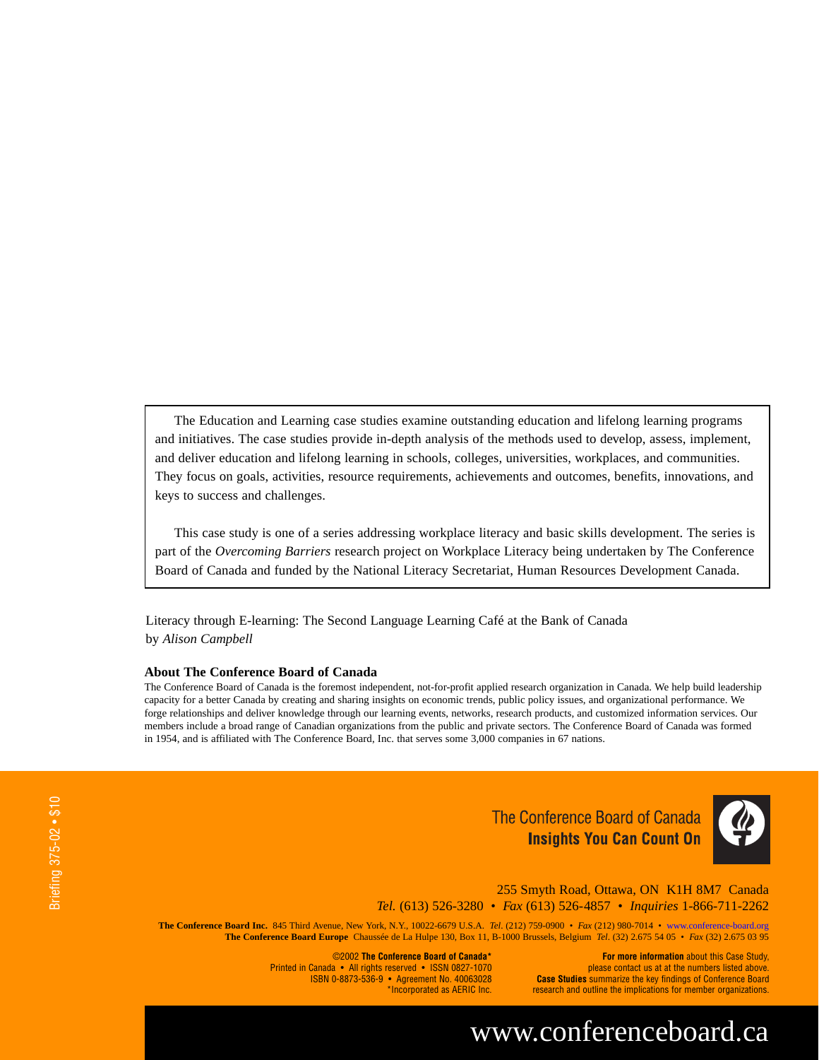The Education and Learning case studies examine outstanding education and lifelong learning programs and initiatives. The case studies provide in-depth analysis of the methods used to develop, assess, implement, and deliver education and lifelong learning in schools, colleges, universities, workplaces, and communities. They focus on goals, activities, resource requirements, achievements and outcomes, benefits, innovations, and keys to success and challenges.

This case study is one of a series addressing workplace literacy and basic skills development. The series is part of the *Overcoming Barriers* research project on Workplace Literacy being undertaken by The Conference Board of Canada and funded by the National Literacy Secretariat, Human Resources Development Canada.

Literacy through E-learning: The Second Language Learning Café at the Bank of Canada
by *Alison Campbell*

**About The Conference Board of Canada**

The Conference Board of Canada is the foremost independent, not-for-profit applied research organization in Canada. We help build leadership capacity for a better Canada by creating and sharing insights on economic trends, public policy issues, and organizational performance. We forge relationships and deliver knowledge through our learning events, networks, research products, and customized information services. Our members include a broad range of Canadian organizations from the public and private sectors. The Conference Board of Canada was formed in 1954, and is affiliated with The Conference Board, Inc. that serves some 3,000 companies in 67 nations.

Briefing 375-02 • $10

The Conference Board of Canada
**Insights You Can Count On**

255 Smyth Road, Ottawa, ON K1H 8M7 Canada
*Tel.* (613) 526-3280 • *Fax* (613) 526-4857 • *Inquiries* 1-866-711-2262

**The Conference Board Inc.** 845 Third Avenue, New York, N.Y., 10022-6679 U.S.A. *Tel.* (212) 759-0900 • *Fax* (212) 980-7014 • www.conference-board.org
**The Conference Board Europe** Chaussée de La Hulpe 130, Box 11, B-1000 Brussels, Belgium *Tel.* (32) 2.675 54 05 • *Fax* (32) 2.675 03 95

©2002 **The Conference Board of Canada***
Printed in Canada • All rights reserved • ISSN 0827-1070
ISBN 0-8873-536-9 • Agreement No. 40063028
*Incorporated as AERIC Inc.

**For more information** about this Case Study, please contact us at at the numbers listed above.
**Case Studies** summarize the key findings of Conference Board research and outline the implications for member organizations.

www.conferenceboard.ca